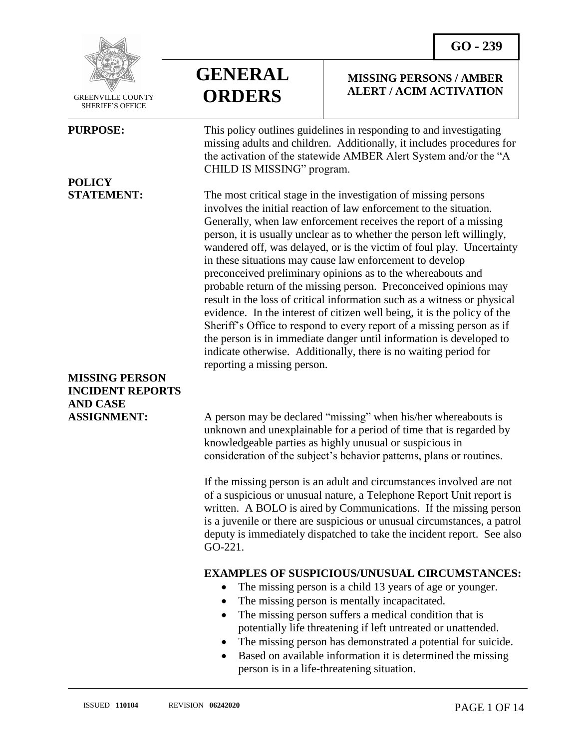GREENVILLE COUNTY SHERIFF'S OFFICE

# GENERAL ORDERS

## GO - 239

## MISSING PERSONS / AMBER ALERT / ACIM ACTIVATION

**PURPOSE:**

This policy outlines guidelines in responding to and investigating missing adults and children. Additionally, it includes procedures for the activation of the statewide AMBER Alert System and/or the "A CHILD IS MISSING" program.

**POLICY STATEMENT:**

The most critical stage in the investigation of missing persons involves the initial reaction of law enforcement to the situation. Generally, when law enforcement receives the report of a missing person, it is usually unclear as to whether the person left willingly, wandered off, was delayed, or is the victim of foul play. Uncertainty in these situations may cause law enforcement to develop preconceived preliminary opinions as to the whereabouts and probable return of the missing person. Preconceived opinions may result in the loss of critical information such as a witness or physical evidence. In the interest of citizen well being, it is the policy of the Sheriff's Office to respond to every report of a missing person as if the person is in immediate danger until information is developed to indicate otherwise. Additionally, there is no waiting period for reporting a missing person.

**MISSING PERSON INCIDENT REPORTS AND CASE ASSIGNMENT:**

A person may be declared "missing" when his/her whereabouts is unknown and unexplainable for a period of time that is regarded by knowledgeable parties as highly unusual or suspicious in consideration of the subject's behavior patterns, plans or routines.

If the missing person is an adult and circumstances involved are not of a suspicious or unusual nature, a Telephone Report Unit report is written. A BOLO is aired by Communications. If the missing person is a juvenile or there are suspicious or unusual circumstances, a patrol deputy is immediately dispatched to take the incident report. See also GO-221.

**EXAMPLES OF SUSPICIOUS/UNUSUAL CIRCUMSTANCES:**

- The missing person is a child 13 years of age or younger.
- The missing person is mentally incapacitated.
- The missing person suffers a medical condition that is potentially life threatening if left untreated or unattended.
- The missing person has demonstrated a potential for suicide.
- Based on available information it is determined the missing person is in a life-threatening situation.

ISSUED **110104** REVISION **06242020**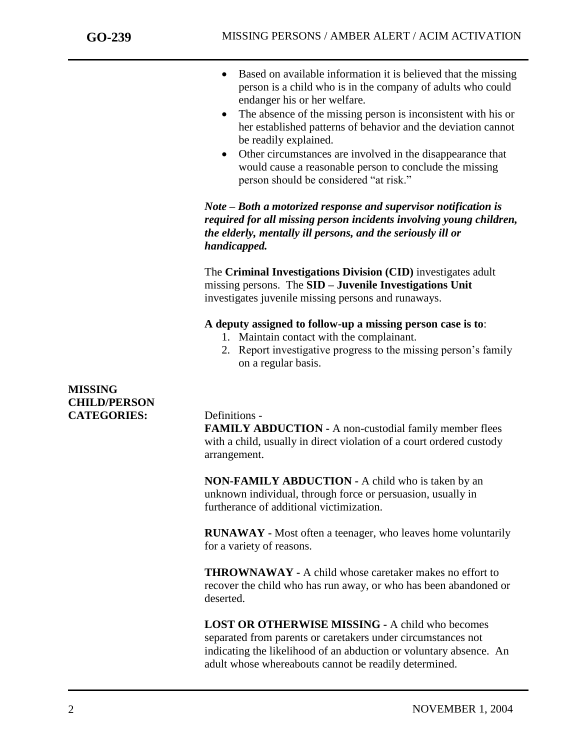- Based on available information it is believed that the missing person is a child who is in the company of adults who could endanger his or her welfare.
- The absence of the missing person is inconsistent with his or her established patterns of behavior and the deviation cannot be readily explained.
- Other circumstances are involved in the disappearance that would cause a reasonable person to conclude the missing person should be considered "at risk."

***Note – Both a motorized response and supervisor notification is required for all missing person incidents involving young children, the elderly, mentally ill persons, and the seriously ill or handicapped.***

The **Criminal Investigations Division (CID)** investigates adult missing persons. The **SID – Juvenile Investigations Unit** investigates juvenile missing persons and runaways.

**A deputy assigned to follow-up a missing person case is to**:

1. Maintain contact with the complainant.
2. Report investigative progress to the missing person's family on a regular basis.

**MISSING CHILD/PERSON CATEGORIES:**

Definitions -

**FAMILY ABDUCTION -** A non-custodial family member flees with a child, usually in direct violation of a court ordered custody arrangement.

**NON-FAMILY ABDUCTION -** A child who is taken by an unknown individual, through force or persuasion, usually in furtherance of additional victimization.

**RUNAWAY -** Most often a teenager, who leaves home voluntarily for a variety of reasons.

**THROWNAWAY -** A child whose caretaker makes no effort to recover the child who has run away, or who has been abandoned or deserted.

**LOST OR OTHERWISE MISSING -** A child who becomes separated from parents or caretakers under circumstances not indicating the likelihood of an abduction or voluntary absence. An adult whose whereabouts cannot be readily determined.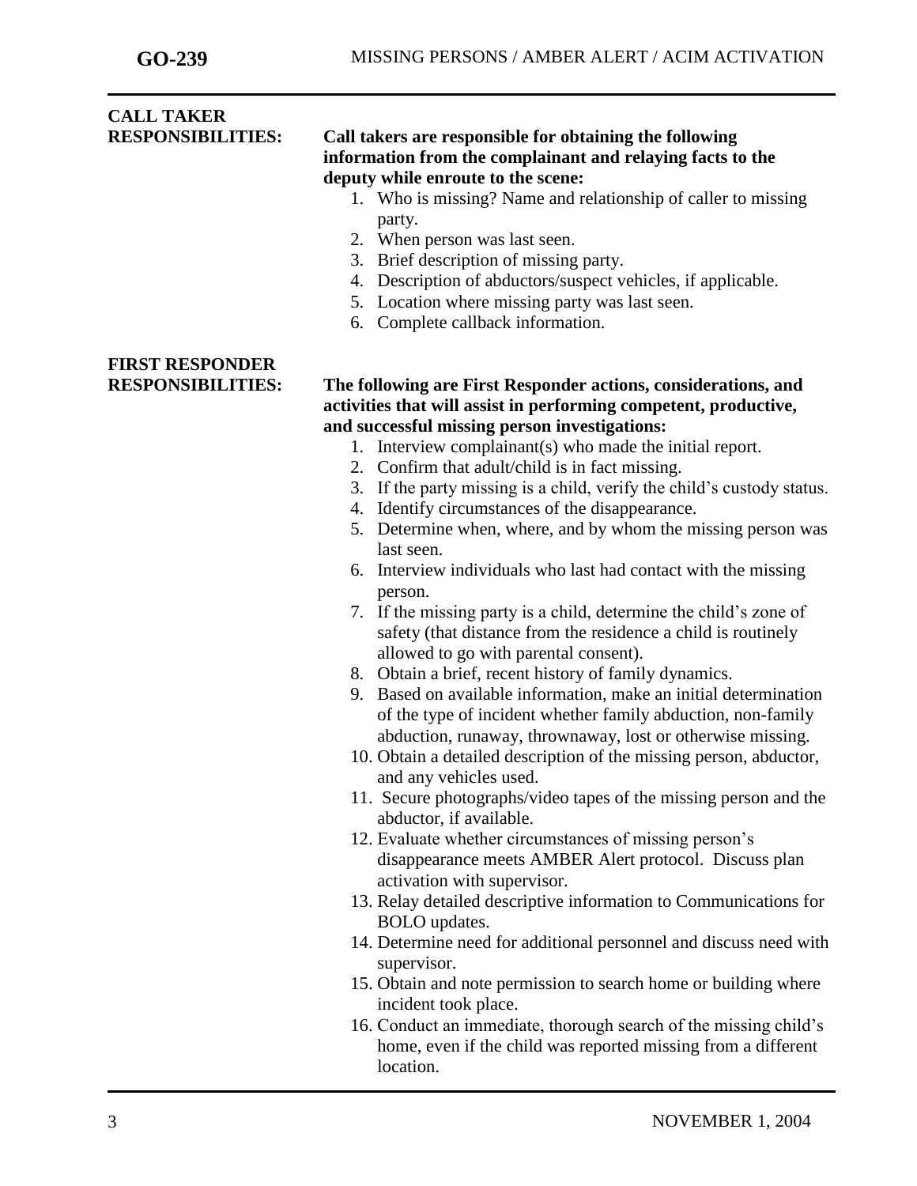## CALL TAKER RESPONSIBILITIES:

**Call takers are responsible for obtaining the following information from the complainant and relaying facts to the deputy while enroute to the scene:**

1. Who is missing? Name and relationship of caller to missing party.
2. When person was last seen.
3. Brief description of missing party.
4. Description of abductors/suspect vehicles, if applicable.
5. Location where missing party was last seen.
6. Complete callback information.

## FIRST RESPONDER RESPONSIBILITIES:

**The following are First Responder actions, considerations, and activities that will assist in performing competent, productive, and successful missing person investigations:**

1. Interview complainant(s) who made the initial report.
2. Confirm that adult/child is in fact missing.
3. If the party missing is a child, verify the child's custody status.
4. Identify circumstances of the disappearance.
5. Determine when, where, and by whom the missing person was last seen.
6. Interview individuals who last had contact with the missing person.
7. If the missing party is a child, determine the child's zone of safety (that distance from the residence a child is routinely allowed to go with parental consent).
8. Obtain a brief, recent history of family dynamics.
9. Based on available information, make an initial determination of the type of incident whether family abduction, non-family abduction, runaway, thrownaway, lost or otherwise missing.
10. Obtain a detailed description of the missing person, abductor, and any vehicles used.
11. Secure photographs/video tapes of the missing person and the abductor, if available.
12. Evaluate whether circumstances of missing person's disappearance meets AMBER Alert protocol. Discuss plan activation with supervisor.
13. Relay detailed descriptive information to Communications for BOLO updates.
14. Determine need for additional personnel and discuss need with supervisor.
15. Obtain and note permission to search home or building where incident took place.
16. Conduct an immediate, thorough search of the missing child's home, even if the child was reported missing from a different location.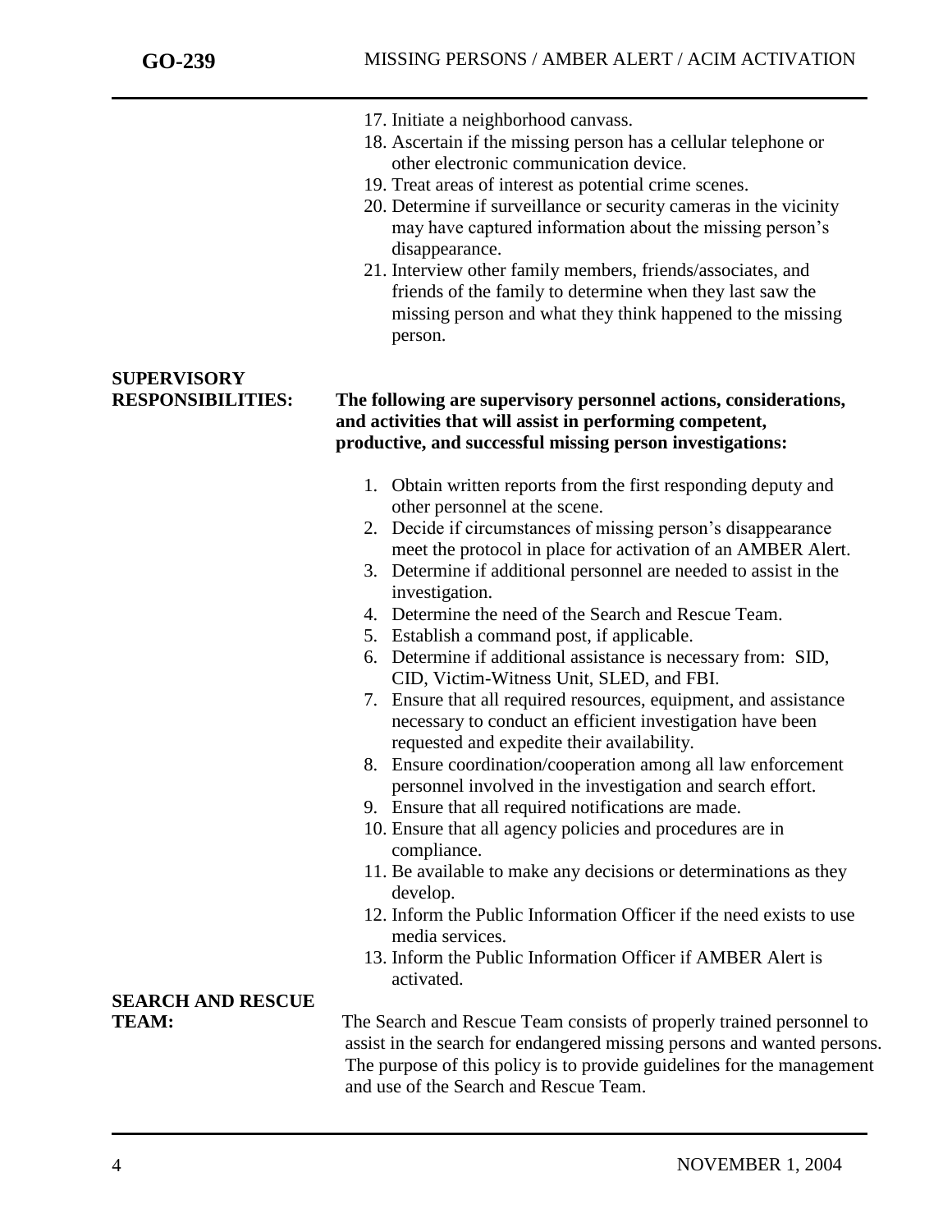17. Initiate a neighborhood canvass.
18. Ascertain if the missing person has a cellular telephone or other electronic communication device.
19. Treat areas of interest as potential crime scenes.
20. Determine if surveillance or security cameras in the vicinity may have captured information about the missing person's disappearance.
21. Interview other family members, friends/associates, and friends of the family to determine when they last saw the missing person and what they think happened to the missing person.

**SUPERVISORY RESPONSIBILITIES:**

**The following are supervisory personnel actions, considerations, and activities that will assist in performing competent, productive, and successful missing person investigations:**

1. Obtain written reports from the first responding deputy and other personnel at the scene.
2. Decide if circumstances of missing person's disappearance meet the protocol in place for activation of an AMBER Alert.
3. Determine if additional personnel are needed to assist in the investigation.
4. Determine the need of the Search and Rescue Team.
5. Establish a command post, if applicable.
6. Determine if additional assistance is necessary from: SID, CID, Victim-Witness Unit, SLED, and FBI.
7. Ensure that all required resources, equipment, and assistance necessary to conduct an efficient investigation have been requested and expedite their availability.
8. Ensure coordination/cooperation among all law enforcement personnel involved in the investigation and search effort.
9. Ensure that all required notifications are made.
10. Ensure that all agency policies and procedures are in compliance.
11. Be available to make any decisions or determinations as they develop.
12. Inform the Public Information Officer if the need exists to use media services.
13. Inform the Public Information Officer if AMBER Alert is activated.

**SEARCH AND RESCUE TEAM:**

The Search and Rescue Team consists of properly trained personnel to assist in the search for endangered missing persons and wanted persons. The purpose of this policy is to provide guidelines for the management and use of the Search and Rescue Team.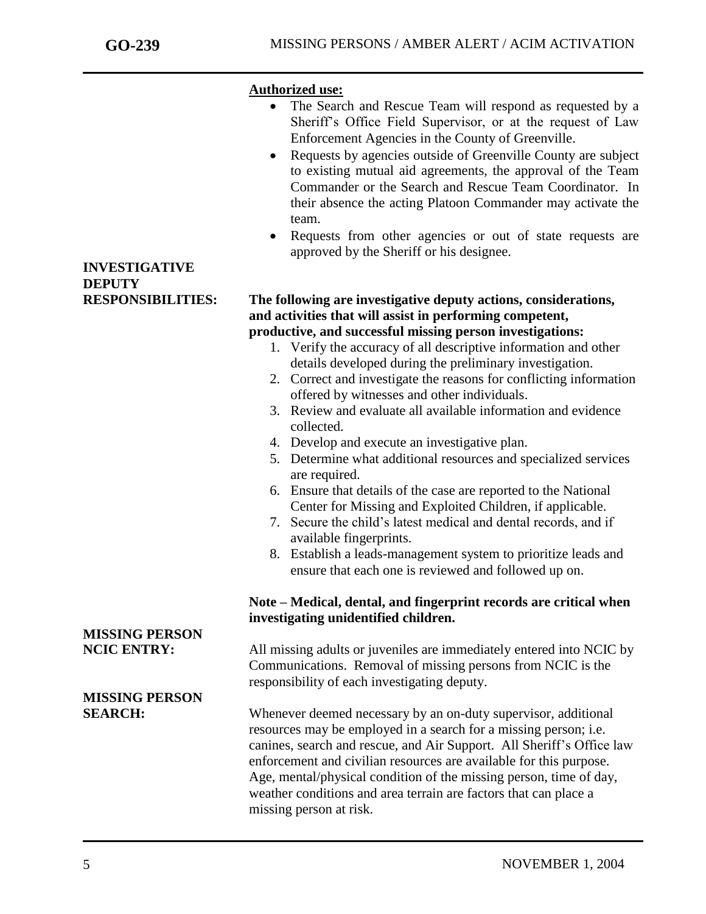**Authorized use:**

- The Search and Rescue Team will respond as requested by a Sheriff's Office Field Supervisor, or at the request of Law Enforcement Agencies in the County of Greenville.
- Requests by agencies outside of Greenville County are subject to existing mutual aid agreements, the approval of the Team Commander or the Search and Rescue Team Coordinator. In their absence the acting Platoon Commander may activate the team.
- Requests from other agencies or out of state requests are approved by the Sheriff or his designee.

**INVESTIGATIVE DEPUTY RESPONSIBILITIES:**

**The following are investigative deputy actions, considerations, and activities that will assist in performing competent, productive, and successful missing person investigations:**

1. Verify the accuracy of all descriptive information and other details developed during the preliminary investigation.
2. Correct and investigate the reasons for conflicting information offered by witnesses and other individuals.
3. Review and evaluate all available information and evidence collected.
4. Develop and execute an investigative plan.
5. Determine what additional resources and specialized services are required.
6. Ensure that details of the case are reported to the National Center for Missing and Exploited Children, if applicable.
7. Secure the child's latest medical and dental records, and if available fingerprints.
8. Establish a leads-management system to prioritize leads and ensure that each one is reviewed and followed up on.

**Note – Medical, dental, and fingerprint records are critical when investigating unidentified children.**

**MISSING PERSON NCIC ENTRY:**

All missing adults or juveniles are immediately entered into NCIC by Communications. Removal of missing persons from NCIC is the responsibility of each investigating deputy.

**MISSING PERSON SEARCH:**

Whenever deemed necessary by an on-duty supervisor, additional resources may be employed in a search for a missing person; i.e. canines, search and rescue, and Air Support. All Sheriff's Office law enforcement and civilian resources are available for this purpose. Age, mental/physical condition of the missing person, time of day, weather conditions and area terrain are factors that can place a missing person at risk.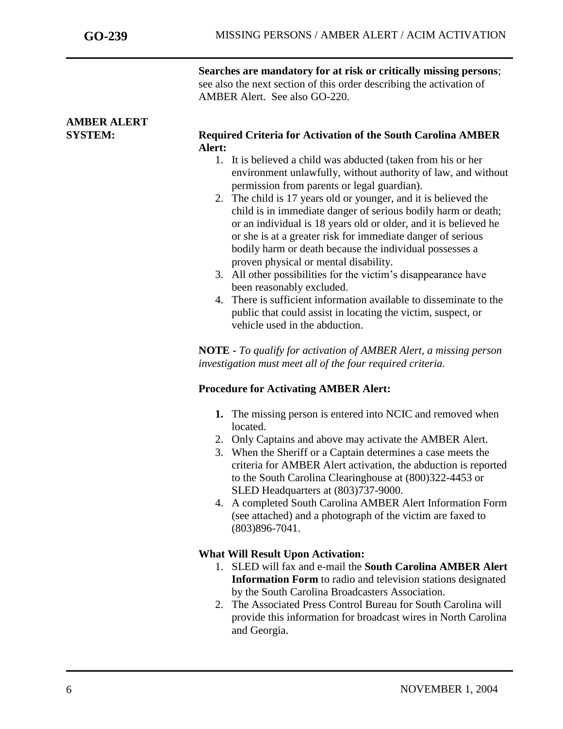**Searches are mandatory for at risk or critically missing persons**; see also the next section of this order describing the activation of AMBER Alert. See also GO-220.

## AMBER ALERT SYSTEM:

**Required Criteria for Activation of the South Carolina AMBER Alert:**

1. It is believed a child was abducted (taken from his or her environment unlawfully, without authority of law, and without permission from parents or legal guardian).
2. The child is 17 years old or younger, and it is believed the child is in immediate danger of serious bodily harm or death; or an individual is 18 years old or older, and it is believed he or she is at a greater risk for immediate danger of serious bodily harm or death because the individual possesses a proven physical or mental disability.
3. All other possibilities for the victim's disappearance have been reasonably excluded.
4. There is sufficient information available to disseminate to the public that could assist in locating the victim, suspect, or vehicle used in the abduction.

**NOTE -** *To qualify for activation of AMBER Alert, a missing person investigation must meet all of the four required criteria.*

**Procedure for Activating AMBER Alert:**

1. The missing person is entered into NCIC and removed when located.
2. Only Captains and above may activate the AMBER Alert.
3. When the Sheriff or a Captain determines a case meets the criteria for AMBER Alert activation, the abduction is reported to the South Carolina Clearinghouse at (800)322-4453 or SLED Headquarters at (803)737-9000.
4. A completed South Carolina AMBER Alert Information Form (see attached) and a photograph of the victim are faxed to (803)896-7041.

**What Will Result Upon Activation:**

1. SLED will fax and e-mail the **South Carolina AMBER Alert Information Form** to radio and television stations designated by the South Carolina Broadcasters Association.
2. The Associated Press Control Bureau for South Carolina will provide this information for broadcast wires in North Carolina and Georgia.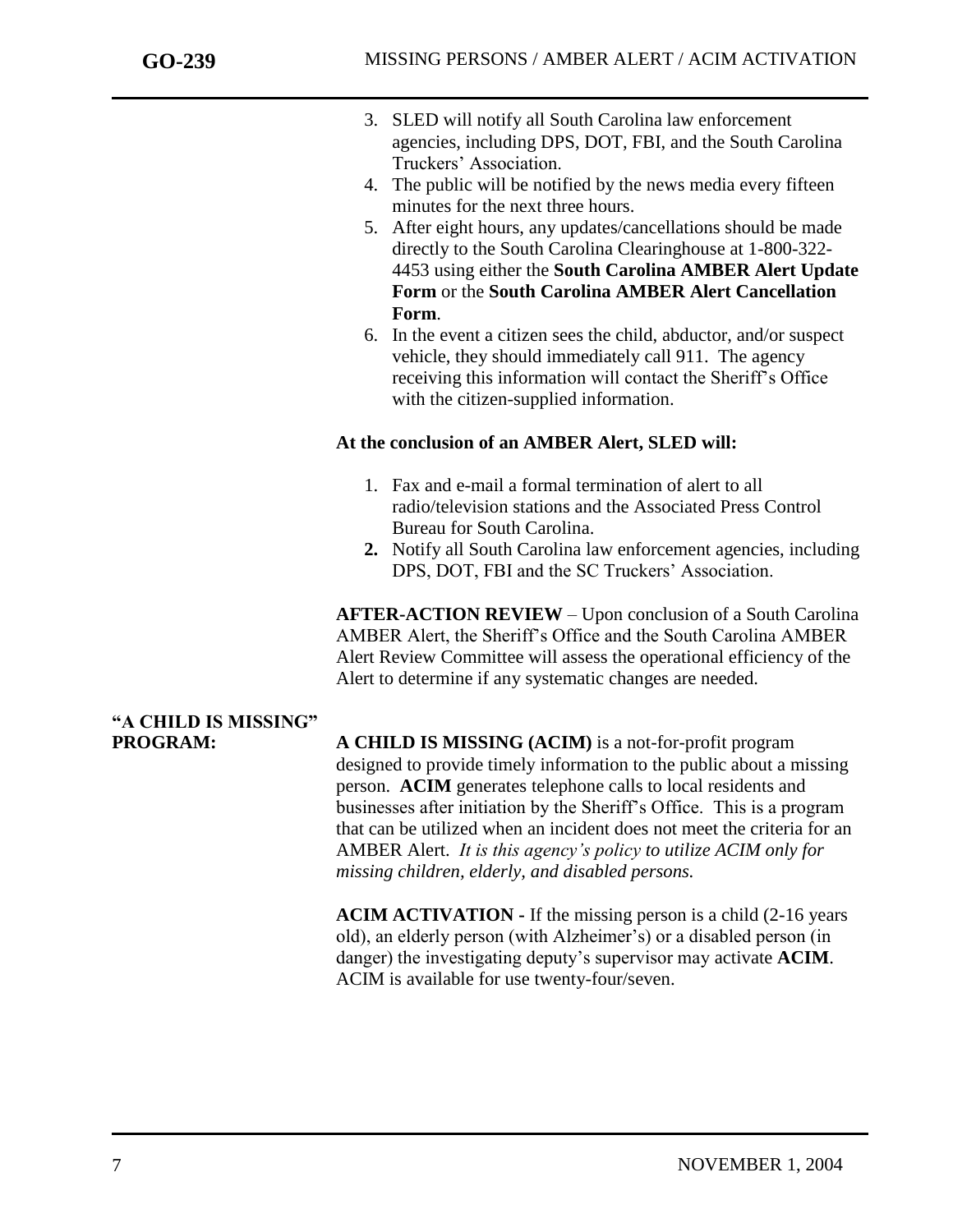3. SLED will notify all South Carolina law enforcement agencies, including DPS, DOT, FBI, and the South Carolina Truckers' Association.
4. The public will be notified by the news media every fifteen minutes for the next three hours.
5. After eight hours, any updates/cancellations should be made directly to the South Carolina Clearinghouse at 1-800-322-4453 using either the **South Carolina AMBER Alert Update Form** or the **South Carolina AMBER Alert Cancellation Form**.
6. In the event a citizen sees the child, abductor, and/or suspect vehicle, they should immediately call 911. The agency receiving this information will contact the Sheriff's Office with the citizen-supplied information.

**At the conclusion of an AMBER Alert, SLED will:**

1. Fax and e-mail a formal termination of alert to all radio/television stations and the Associated Press Control Bureau for South Carolina.
2. Notify all South Carolina law enforcement agencies, including DPS, DOT, FBI and the SC Truckers' Association.

**AFTER-ACTION REVIEW** – Upon conclusion of a South Carolina AMBER Alert, the Sheriff's Office and the South Carolina AMBER Alert Review Committee will assess the operational efficiency of the Alert to determine if any systematic changes are needed.

**"A CHILD IS MISSING" PROGRAM:**

**A CHILD IS MISSING (ACIM)** is a not-for-profit program designed to provide timely information to the public about a missing person. **ACIM** generates telephone calls to local residents and businesses after initiation by the Sheriff's Office. This is a program that can be utilized when an incident does not meet the criteria for an AMBER Alert. *It is this agency's policy to utilize ACIM only for missing children, elderly, and disabled persons.*

**ACIM ACTIVATION -** If the missing person is a child (2-16 years old), an elderly person (with Alzheimer's) or a disabled person (in danger) the investigating deputy's supervisor may activate **ACIM**. ACIM is available for use twenty-four/seven.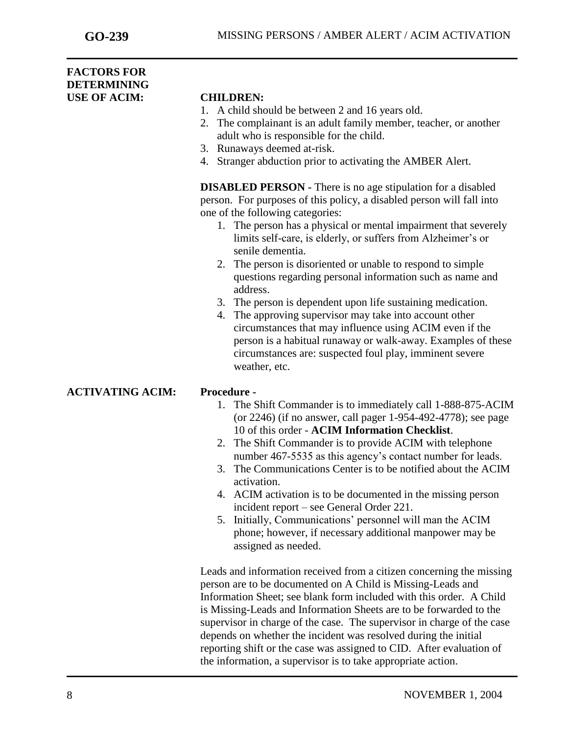## FACTORS FOR DETERMINING USE OF ACIM:

**CHILDREN:**

1. A child should be between 2 and 16 years old.
2. The complainant is an adult family member, teacher, or another adult who is responsible for the child.
3. Runaways deemed at-risk.
4. Stranger abduction prior to activating the AMBER Alert.

**DISABLED PERSON -** There is no age stipulation for a disabled person. For purposes of this policy, a disabled person will fall into one of the following categories:

1. The person has a physical or mental impairment that severely limits self-care, is elderly, or suffers from Alzheimer's or senile dementia.
2. The person is disoriented or unable to respond to simple questions regarding personal information such as name and address.
3. The person is dependent upon life sustaining medication.
4. The approving supervisor may take into account other circumstances that may influence using ACIM even if the person is a habitual runaway or walk-away. Examples of these circumstances are: suspected foul play, imminent severe weather, etc.

## ACTIVATING ACIM:

**Procedure -**

1. The Shift Commander is to immediately call 1-888-875-ACIM (or 2246) (if no answer, call pager 1-954-492-4778); see page 10 of this order - **ACIM Information Checklist**.
2. The Shift Commander is to provide ACIM with telephone number 467-5535 as this agency's contact number for leads.
3. The Communications Center is to be notified about the ACIM activation.
4. ACIM activation is to be documented in the missing person incident report – see General Order 221.
5. Initially, Communications' personnel will man the ACIM phone; however, if necessary additional manpower may be assigned as needed.

Leads and information received from a citizen concerning the missing person are to be documented on A Child is Missing-Leads and Information Sheet; see blank form included with this order. A Child is Missing-Leads and Information Sheets are to be forwarded to the supervisor in charge of the case. The supervisor in charge of the case depends on whether the incident was resolved during the initial reporting shift or the case was assigned to CID. After evaluation of the information, a supervisor is to take appropriate action.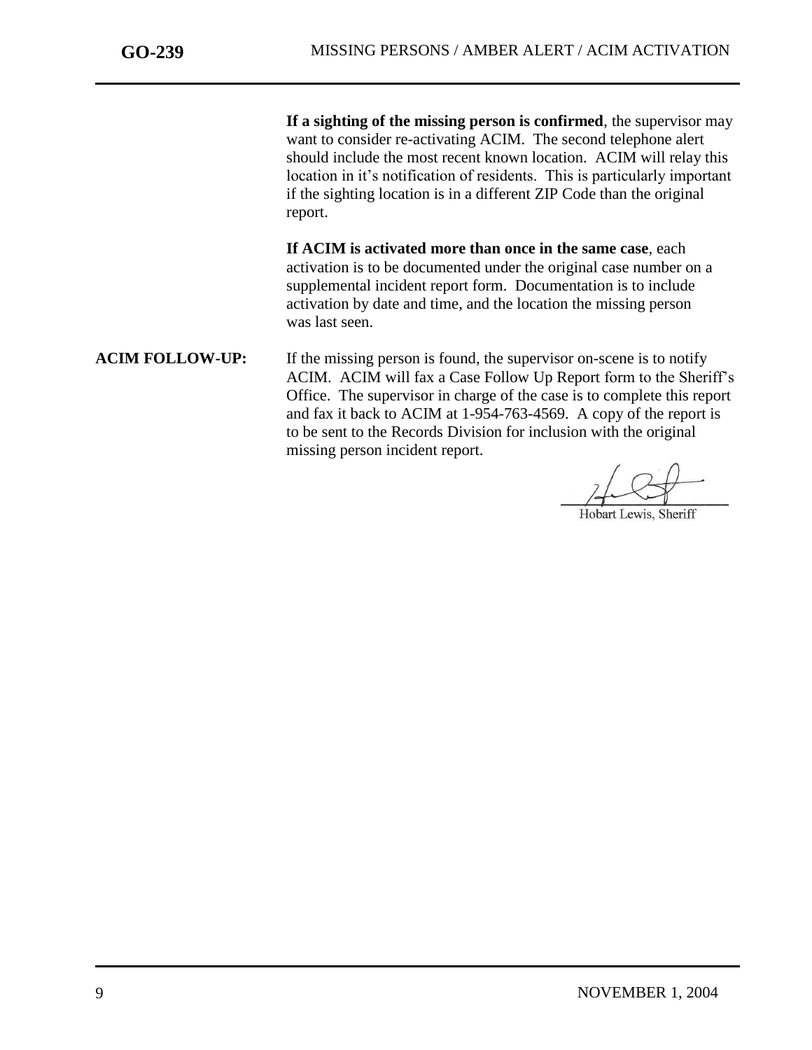**If a sighting of the missing person is confirmed**, the supervisor may want to consider re-activating ACIM. The second telephone alert should include the most recent known location. ACIM will relay this location in it's notification of residents. This is particularly important if the sighting location is in a different ZIP Code than the original report.

**If ACIM is activated more than once in the same case**, each activation is to be documented under the original case number on a supplemental incident report form. Documentation is to include activation by date and time, and the location the missing person was last seen.

**ACIM FOLLOW-UP:** If the missing person is found, the supervisor on-scene is to notify ACIM. ACIM will fax a Case Follow Up Report form to the Sheriff's Office. The supervisor in charge of the case is to complete this report and fax it back to ACIM at 1-954-763-4569. A copy of the report is to be sent to the Records Division for inclusion with the original missing person incident report.

Hobart Lewis, Sheriff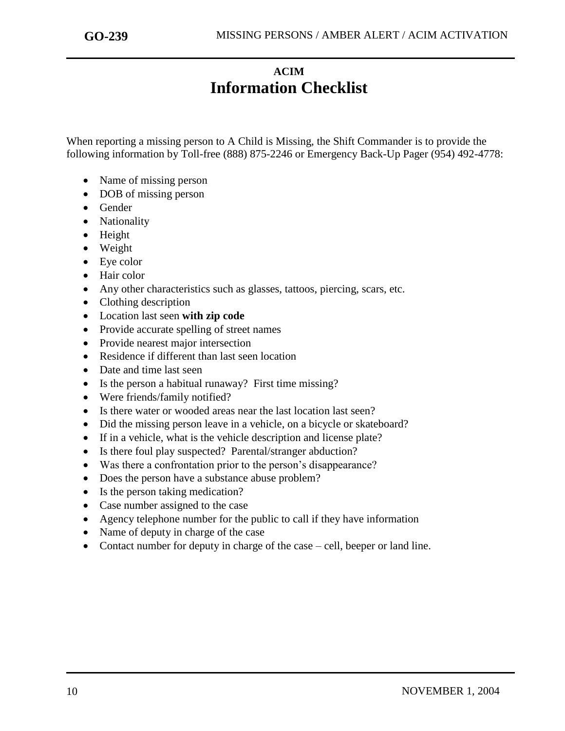### ACIM

# Information Checklist

When reporting a missing person to A Child is Missing, the Shift Commander is to provide the following information by Toll-free (888) 875-2246 or Emergency Back-Up Pager (954) 492-4778:

- Name of missing person
- DOB of missing person
- Gender
- Nationality
- Height
- Weight
- Eye color
- Hair color
- Any other characteristics such as glasses, tattoos, piercing, scars, etc.
- Clothing description
- Location last seen **with zip code**
- Provide accurate spelling of street names
- Provide nearest major intersection
- Residence if different than last seen location
- Date and time last seen
- Is the person a habitual runaway? First time missing?
- Were friends/family notified?
- Is there water or wooded areas near the last location last seen?
- Did the missing person leave in a vehicle, on a bicycle or skateboard?
- If in a vehicle, what is the vehicle description and license plate?
- Is there foul play suspected? Parental/stranger abduction?
- Was there a confrontation prior to the person's disappearance?
- Does the person have a substance abuse problem?
- Is the person taking medication?
- Case number assigned to the case
- Agency telephone number for the public to call if they have information
- Name of deputy in charge of the case
- Contact number for deputy in charge of the case – cell, beeper or land line.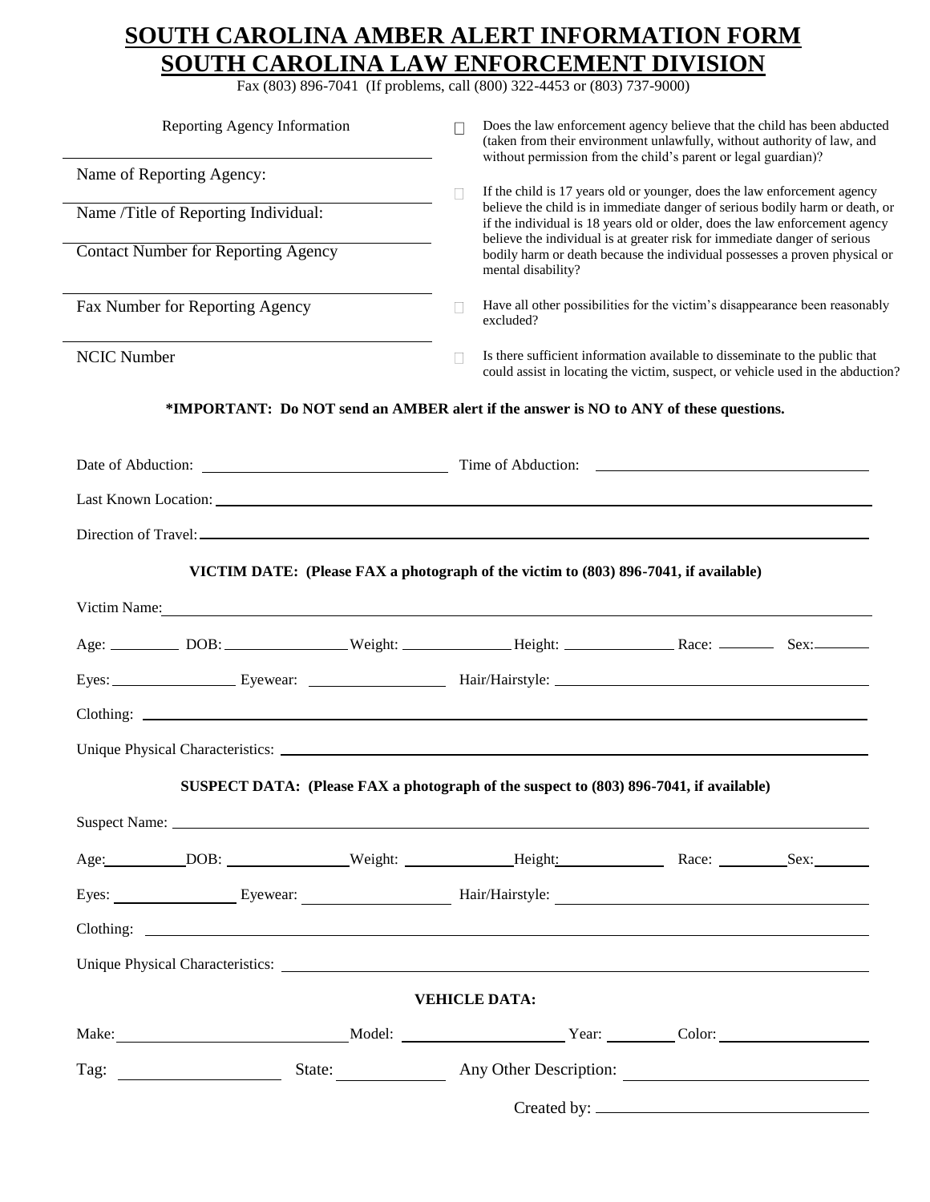# SOUTH CAROLINA AMBER ALERT INFORMATION FORM
# SOUTH CAROLINA LAW ENFORCEMENT DIVISION

Fax (803) 896-7041 (If problems, call (800) 322-4453 or (803) 737-9000)

Reporting Agency Information

Name of Reporting Agency:

Name /Title of Reporting Individual:

Contact Number for Reporting Agency

Fax Number for Reporting Agency

NCIC Number

- ☐ Does the law enforcement agency believe that the child has been abducted (taken from their environment unlawfully, without authority of law, and without permission from the child's parent or legal guardian)?
- ☐ If the child is 17 years old or younger, does the law enforcement agency believe the child is in immediate danger of serious bodily harm or death, or if the individual is 18 years old or older, does the law enforcement agency believe the individual is at greater risk for immediate danger of serious bodily harm or death because the individual possesses a proven physical or mental disability?
- ☐ Have all other possibilities for the victim's disappearance been reasonably excluded?
- ☐ Is there sufficient information available to disseminate to the public that could assist in locating the victim, suspect, or vehicle used in the abduction?

**\*IMPORTANT: Do NOT send an AMBER alert if the answer is NO to ANY of these questions.**

Date of Abduction: ____________________ Time of Abduction: ____________________

Last Known Location: ____________________

Direction of Travel: ____________________

**VICTIM DATE: (Please FAX a photograph of the victim to (803) 896-7041, if available)**

Victim Name: ____________________

Age: ________ DOB: ________ Weight: ________ Height: ________ Race: ________ Sex: ________

Eyes: ________ Eyewear: ________ Hair/Hairstyle: ________

Clothing: ____________________

Unique Physical Characteristics: ____________________

**SUSPECT DATA: (Please FAX a photograph of the suspect to (803) 896-7041, if available)**

Suspect Name: ____________________

Age: ________ DOB: ________ Weight: ________ Height: ________ Race: ________ Sex: ________

Eyes: ________ Eyewear: ________ Hair/Hairstyle: ________

Clothing: ____________________

Unique Physical Characteristics: ____________________

**VEHICLE DATA:**

Make: ________ Model: ________ Year: ________ Color: ________

Tag: ________ State: ________ Any Other Description: ________

Created by: ____________________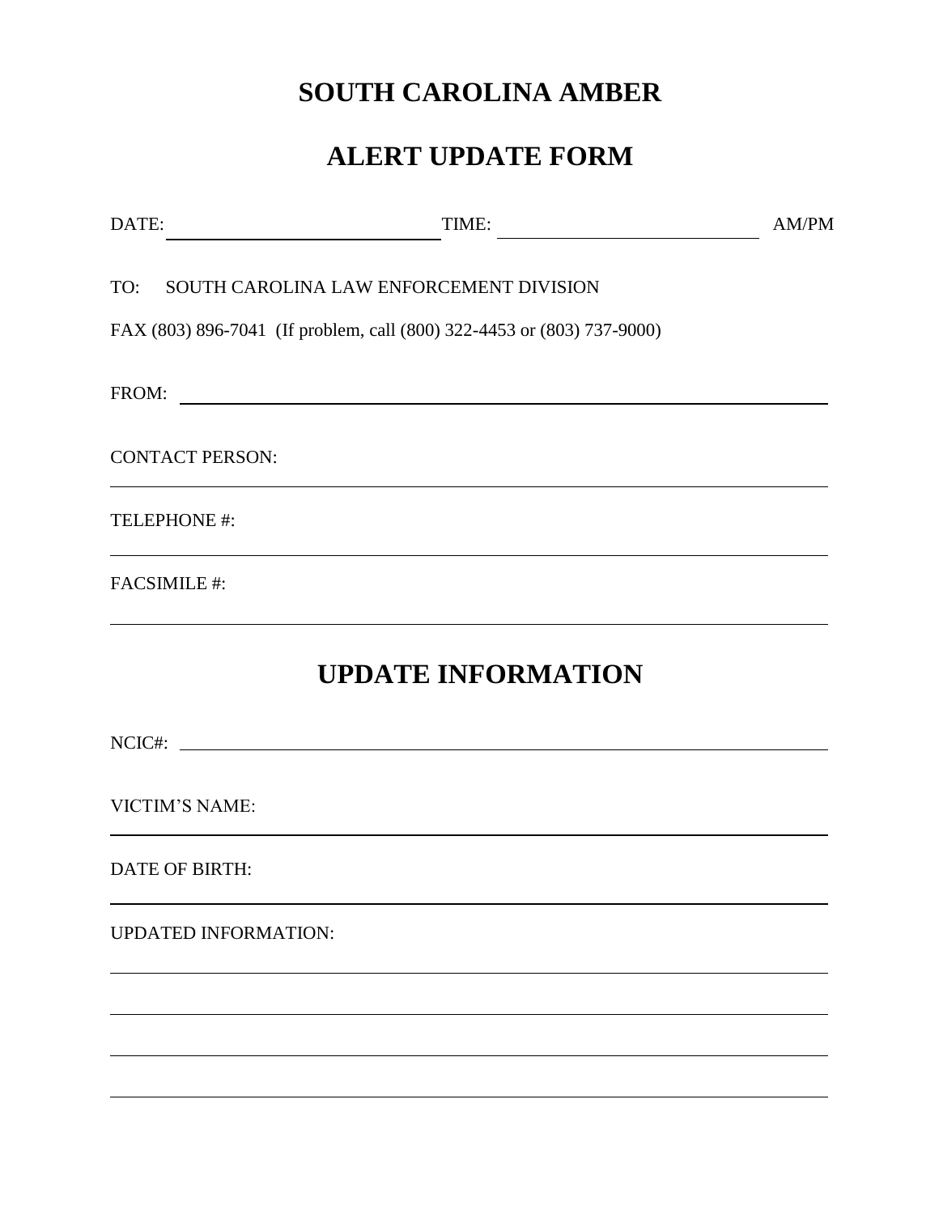# SOUTH CAROLINA AMBER

# ALERT UPDATE FORM

DATE: ______________________________ TIME: ____________________________ AM/PM

TO: SOUTH CAROLINA LAW ENFORCEMENT DIVISION

FAX (803) 896-7041 (If problem, call (800) 322-4453 or (803) 737-9000)

FROM: ________________________________________________________________

CONTACT PERSON:

______________________________________________________________________

TELEPHONE #:

______________________________________________________________________

FACSIMILE #:

______________________________________________________________________

## UPDATE INFORMATION

NCIC#: ________________________________________________________________

VICTIM'S NAME:

______________________________________________________________________

DATE OF BIRTH:

______________________________________________________________________

UPDATED INFORMATION:

______________________________________________________________________

______________________________________________________________________

______________________________________________________________________

______________________________________________________________________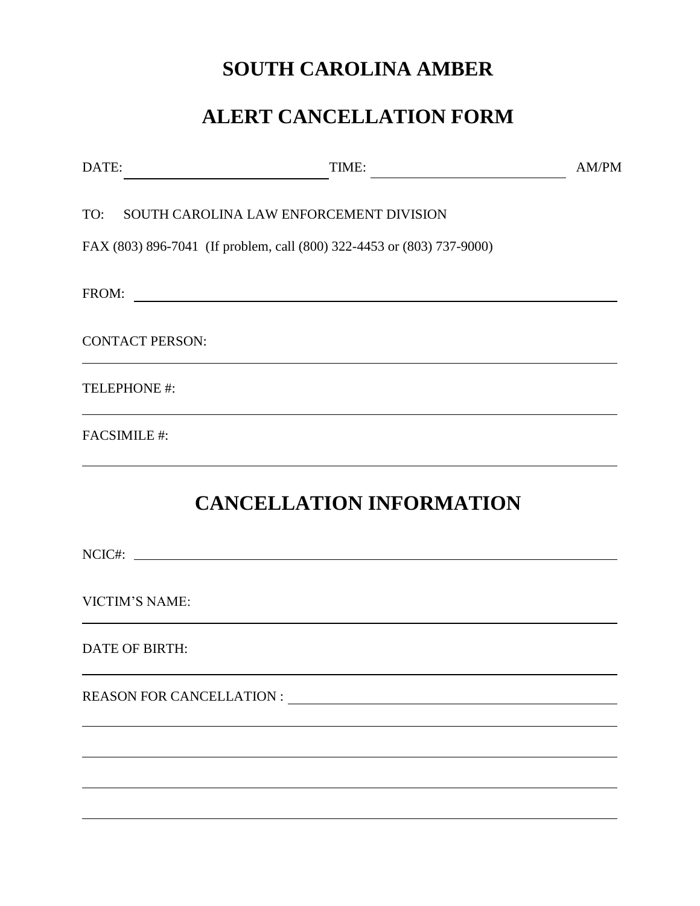# SOUTH CAROLINA AMBER

# ALERT CANCELLATION FORM

DATE: ______________________________ TIME: ______________________________ AM/PM

TO: SOUTH CAROLINA LAW ENFORCEMENT DIVISION

FAX (803) 896-7041 (If problem, call (800) 322-4453 or (803) 737-9000)

FROM: ____________________________________________________________

CONTACT PERSON:

____________________________________________________________

TELEPHONE #:

____________________________________________________________

FACSIMILE #:

____________________________________________________________

## CANCELLATION INFORMATION

NCIC#: ____________________________________________________________

VICTIM'S NAME:

____________________________________________________________

DATE OF BIRTH:

____________________________________________________________

REASON FOR CANCELLATION : ________________________________________

____________________________________________________________

____________________________________________________________

____________________________________________________________

____________________________________________________________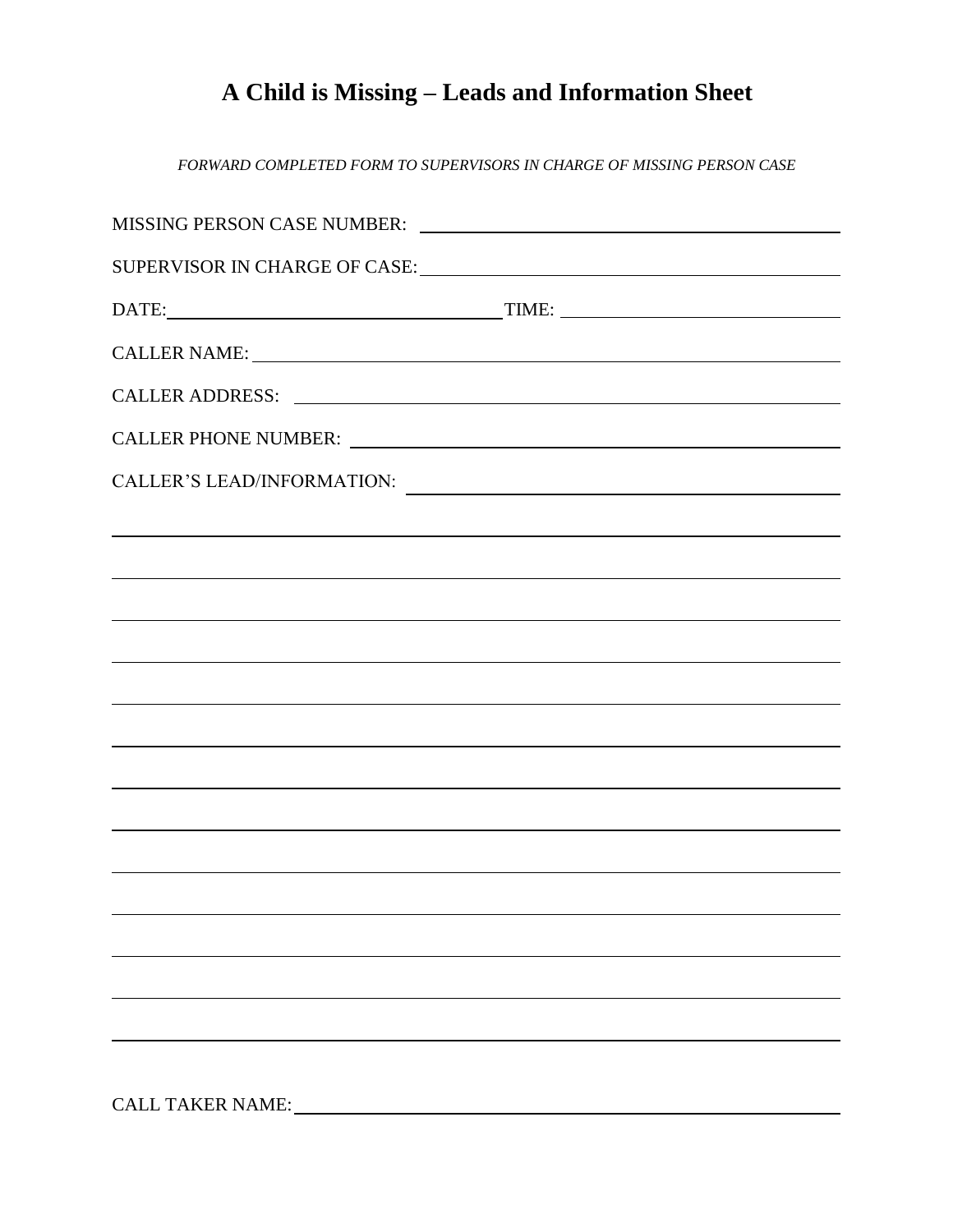# A Child is Missing – Leads and Information Sheet

*FORWARD COMPLETED FORM TO SUPERVISORS IN CHARGE OF MISSING PERSON CASE*

MISSING PERSON CASE NUMBER: ______________________________

SUPERVISOR IN CHARGE OF CASE: ______________________________

DATE: ______________________ TIME: ______________________

CALLER NAME: ______________________________

CALLER ADDRESS: ______________________________

CALLER PHONE NUMBER: ______________________________

CALLER'S LEAD/INFORMATION: ______________________________

______________________________________________________________

______________________________________________________________

______________________________________________________________

______________________________________________________________

______________________________________________________________

______________________________________________________________

______________________________________________________________

______________________________________________________________

______________________________________________________________

______________________________________________________________

______________________________________________________________

______________________________________________________________

______________________________________________________________

CALL TAKER NAME: ______________________________